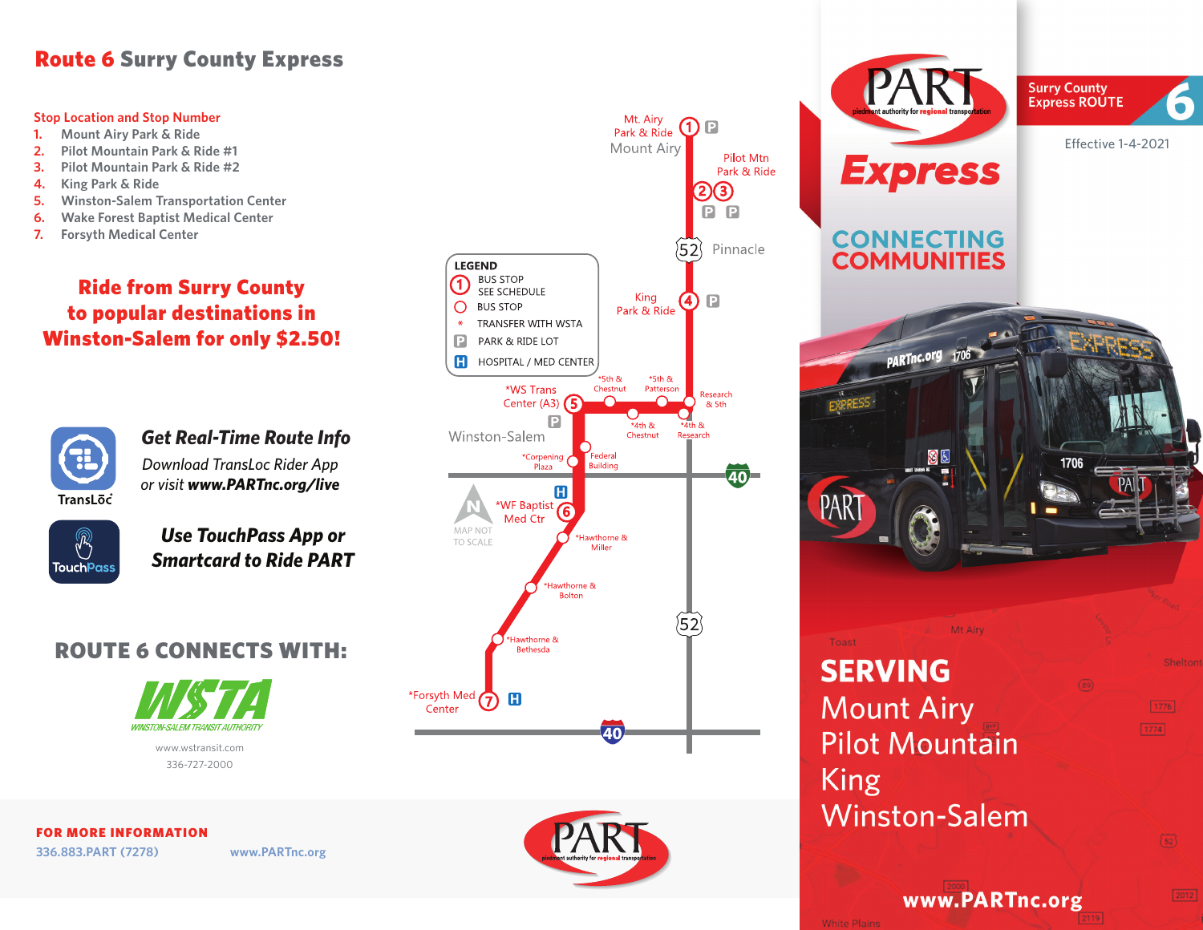# Route 6 Surry County Express

**Stop Location and Stop Number**

1. Mount Airy Park & Ride
2. Pilot Mountain Park & Ride #1
3. Pilot Mountain Park & Ride #2
4. King Park & Ride
5. Winston-Salem Transportation Center
6. Wake Forest Baptist Medical Center
7. Forsyth Medical Center

## Ride from Surry County to popular destinations in Winston-Salem for only $2.50!

**Mt. Airy Park & Ride** (1) P — Mount Airy

**Pilot Mtn Park & Ride** (2) (3) P P

52 Pinnacle

**King Park & Ride** (4) P

**LEGEND**

- (1) BUS STOP SEE SCHEDULE
- ○ BUS STOP
- * TRANSFER WITH WSTA
- P PARK & RIDE LOT
- H HOSPITAL / MED CENTER

*WS Trans Center (A3) (5) P

*5th & Chestnut

*5th & Patterson

Research & 5th

*4th & Chestnut

*4th & Research

Winston-Salem

*Corpening Plaza

Federal Building

40

MAP NOT TO SCALE

*WF Baptist Med Ctr (6) H

*Hawthorne & Miller

*Hawthorne & Bolton

52

*Hawthorne & Bethesda

*Forsyth Med Center (7) H

40

### *Get Real-Time Route Info*

*Download TransLoc Rider App or visit **www.PARTnc.org/live***

TransLoc

TouchPass

### *Use TouchPass App or Smartcard to Ride PART*

## ROUTE 6 CONNECTS WITH:

WSTA — WINSTON-SALEM TRANSIT AUTHORITY

www.wstransit.com
336-727-2000

**FOR MORE INFORMATION**

336.883.PART (7278) www.PARTnc.org

PART — piedmont authority for regional transportation

Surry County Express ROUTE 6

Effective 1-4-2021

# Express

## CONNECTING COMMUNITIES

## SERVING

Mount Airy
Pilot Mountain
King
Winston-Salem

**www.PARTnc.org**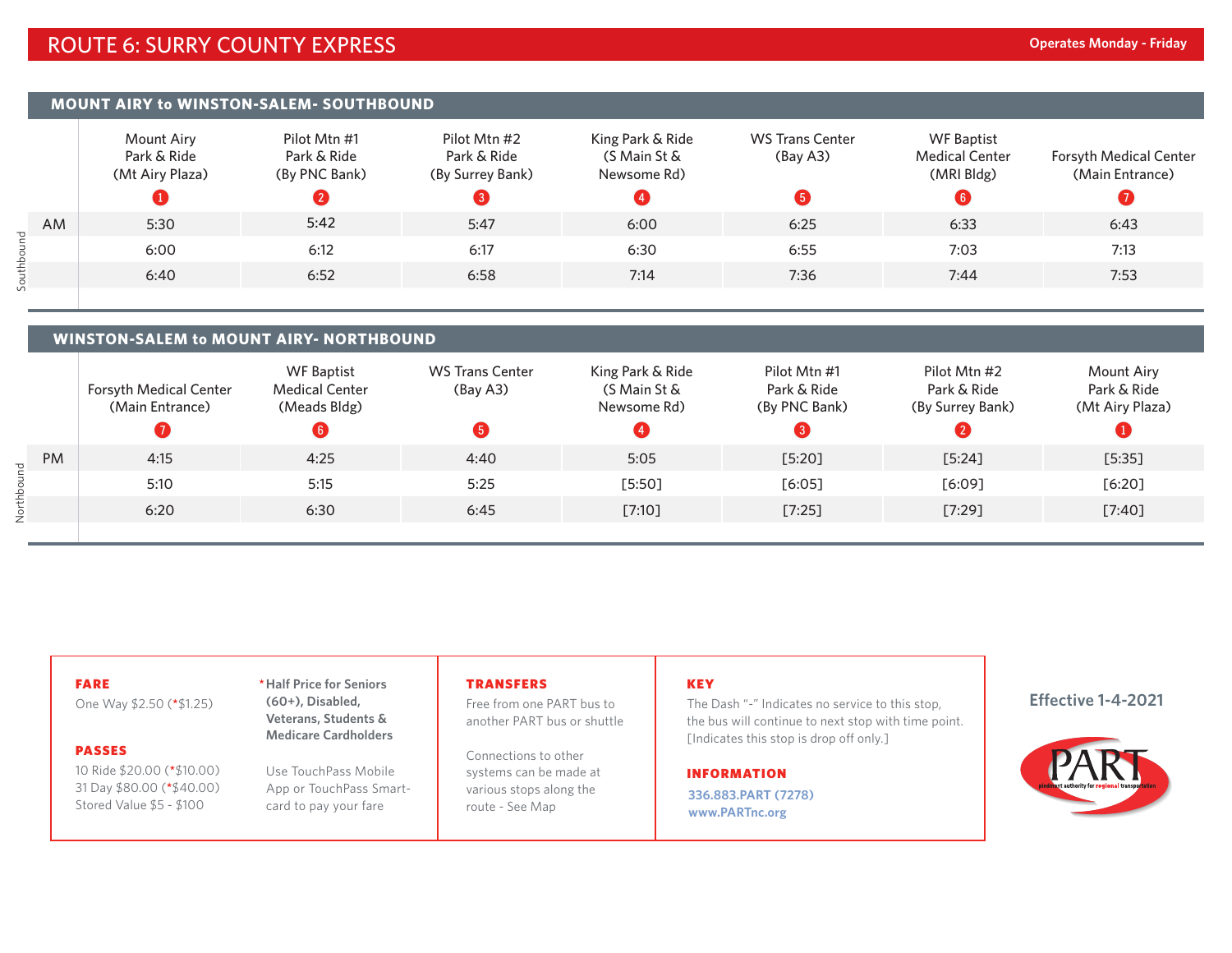# ROUTE 6: SURRY COUNTY EXPRESS

**Operates Monday - Friday**

## MOUNT AIRY to WINSTON-SALEM- SOUTHBOUND

| Southbound | Mount Airy Park & Ride (Mt Airy Plaza) 1 | Pilot Mtn #1 Park & Ride (By PNC Bank) 2 | Pilot Mtn #2 Park & Ride (By Surrey Bank) 3 | King Park & Ride (S Main St & Newsome Rd) 4 | WS Trans Center (Bay A3) 5 | WF Baptist Medical Center (MRI Bldg) 6 | Forsyth Medical Center (Main Entrance) 7 |
|---|---|---|---|---|---|---|---|
| AM | 5:30 | 5:42 | 5:47 | 6:00 | 6:25 | 6:33 | 6:43 |
| | 6:00 | 6:12 | 6:17 | 6:30 | 6:55 | 7:03 | 7:13 |
| | 6:40 | 6:52 | 6:58 | 7:14 | 7:36 | 7:44 | 7:53 |

## WINSTON-SALEM to MOUNT AIRY- NORTHBOUND

| Northbound | Forsyth Medical Center (Main Entrance) 7 | WF Baptist Medical Center (Meads Bldg) 6 | WS Trans Center (Bay A3) 5 | King Park & Ride (S Main St & Newsome Rd) 4 | Pilot Mtn #1 Park & Ride (By PNC Bank) 3 | Pilot Mtn #2 Park & Ride (By Surrey Bank) 2 | Mount Airy Park & Ride (Mt Airy Plaza) 1 |
|---|---|---|---|---|---|---|---|
| PM | 4:15 | 4:25 | 4:40 | 5:05 | [5:20] | [5:24] | [5:35] |
| | 5:10 | 5:15 | 5:25 | [5:50] | [6:05] | [6:09] | [6:20] |
| | 6:20 | 6:30 | 6:45 | [7:10] | [7:25] | [7:29] | [7:40] |

**FARE**

One Way $2.50 (*$1.25)

**PASSES**

10 Ride $20.00 (*$10.00)
31 Day $80.00 (*$40.00)
Stored Value $5 - $100

***Half Price for Seniors (60+), Disabled, Veterans, Students & Medicare Cardholders**

Use TouchPass Mobile App or TouchPass Smart-card to pay your fare

**TRANSFERS**

Free from one PART bus to another PART bus or shuttle

Connections to other systems can be made at various stops along the route - See Map

**KEY**

The Dash "-" Indicates no service to this stop, the bus will continue to next stop with time point. [Indicates this stop is drop off only.]

**INFORMATION**

336.883.PART (7278)
www.PARTnc.org

**Effective 1-4-2021**

PART piedmont authority for regional transportation